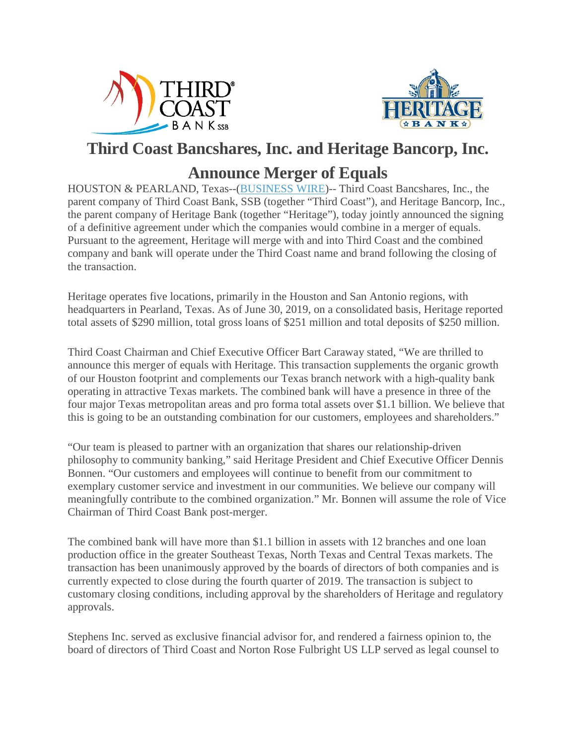# Third Coast Bancshares, Inc. and Heritage Bancorp, Inc. Announce Merger of Equals

HOUSTON & PEARLAND, Texas--(BUSINESS WIRE)-- Third Coast Bancshares, Inc., the parent company of Third Coast Bank, SSB (together "Third Coast"), and Heritage Bancorp, Inc., the parent company of Heritage Bank (together "Heritage"), today jointly announced the signing of a definitive agreement under which the companies would combine in a merger of equals. Pursuant to the agreement, Heritage will merge with and into Third Coast and the combined company and bank will operate under the Third Coast name and brand following the closing of the transaction.

Heritage operates five locations, primarily in the Houston and San Antonio regions, with headquarters in Pearland, Texas. As of June 30, 2019, on a consolidated basis, Heritage reported total assets of $290 million, total gross loans of $251 million and total deposits of $250 million.

Third Coast Chairman and Chief Executive Officer Bart Caraway stated, "We are thrilled to announce this merger of equals with Heritage. This transaction supplements the organic growth of our Houston footprint and complements our Texas branch network with a high-quality bank operating in attractive Texas markets. The combined bank will have a presence in three of the four major Texas metropolitan areas and pro forma total assets over $1.1 billion. We believe that this is going to be an outstanding combination for our customers, employees and shareholders."

"Our team is pleased to partner with an organization that shares our relationship-driven philosophy to community banking," said Heritage President and Chief Executive Officer Dennis Bonnen. "Our customers and employees will continue to benefit from our commitment to exemplary customer service and investment in our communities. We believe our company will meaningfully contribute to the combined organization." Mr. Bonnen will assume the role of Vice Chairman of Third Coast Bank post-merger.

The combined bank will have more than $1.1 billion in assets with 12 branches and one loan production office in the greater Southeast Texas, North Texas and Central Texas markets. The transaction has been unanimously approved by the boards of directors of both companies and is currently expected to close during the fourth quarter of 2019. The transaction is subject to customary closing conditions, including approval by the shareholders of Heritage and regulatory approvals.

Stephens Inc. served as exclusive financial advisor for, and rendered a fairness opinion to, the board of directors of Third Coast and Norton Rose Fulbright US LLP served as legal counsel to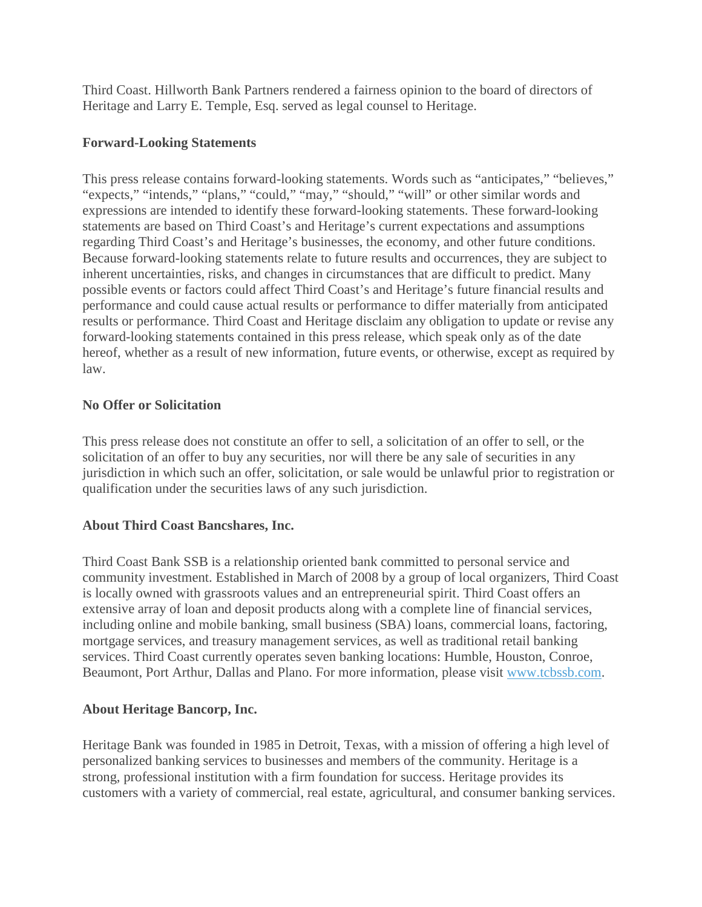Third Coast. Hillworth Bank Partners rendered a fairness opinion to the board of directors of Heritage and Larry E. Temple, Esq. served as legal counsel to Heritage.

**Forward-Looking Statements**

This press release contains forward-looking statements. Words such as "anticipates," "believes," "expects," "intends," "plans," "could," "may," "should," "will" or other similar words and expressions are intended to identify these forward-looking statements. These forward-looking statements are based on Third Coast's and Heritage's current expectations and assumptions regarding Third Coast's and Heritage's businesses, the economy, and other future conditions. Because forward-looking statements relate to future results and occurrences, they are subject to inherent uncertainties, risks, and changes in circumstances that are difficult to predict. Many possible events or factors could affect Third Coast's and Heritage's future financial results and performance and could cause actual results or performance to differ materially from anticipated results or performance. Third Coast and Heritage disclaim any obligation to update or revise any forward-looking statements contained in this press release, which speak only as of the date hereof, whether as a result of new information, future events, or otherwise, except as required by law.

**No Offer or Solicitation**

This press release does not constitute an offer to sell, a solicitation of an offer to sell, or the solicitation of an offer to buy any securities, nor will there be any sale of securities in any jurisdiction in which such an offer, solicitation, or sale would be unlawful prior to registration or qualification under the securities laws of any such jurisdiction.

**About Third Coast Bancshares, Inc.**

Third Coast Bank SSB is a relationship oriented bank committed to personal service and community investment. Established in March of 2008 by a group of local organizers, Third Coast is locally owned with grassroots values and an entrepreneurial spirit. Third Coast offers an extensive array of loan and deposit products along with a complete line of financial services, including online and mobile banking, small business (SBA) loans, commercial loans, factoring, mortgage services, and treasury management services, as well as traditional retail banking services. Third Coast currently operates seven banking locations: Humble, Houston, Conroe, Beaumont, Port Arthur, Dallas and Plano. For more information, please visit www.tcbssb.com.

**About Heritage Bancorp, Inc.**

Heritage Bank was founded in 1985 in Detroit, Texas, with a mission of offering a high level of personalized banking services to businesses and members of the community. Heritage is a strong, professional institution with a firm foundation for success. Heritage provides its customers with a variety of commercial, real estate, agricultural, and consumer banking services.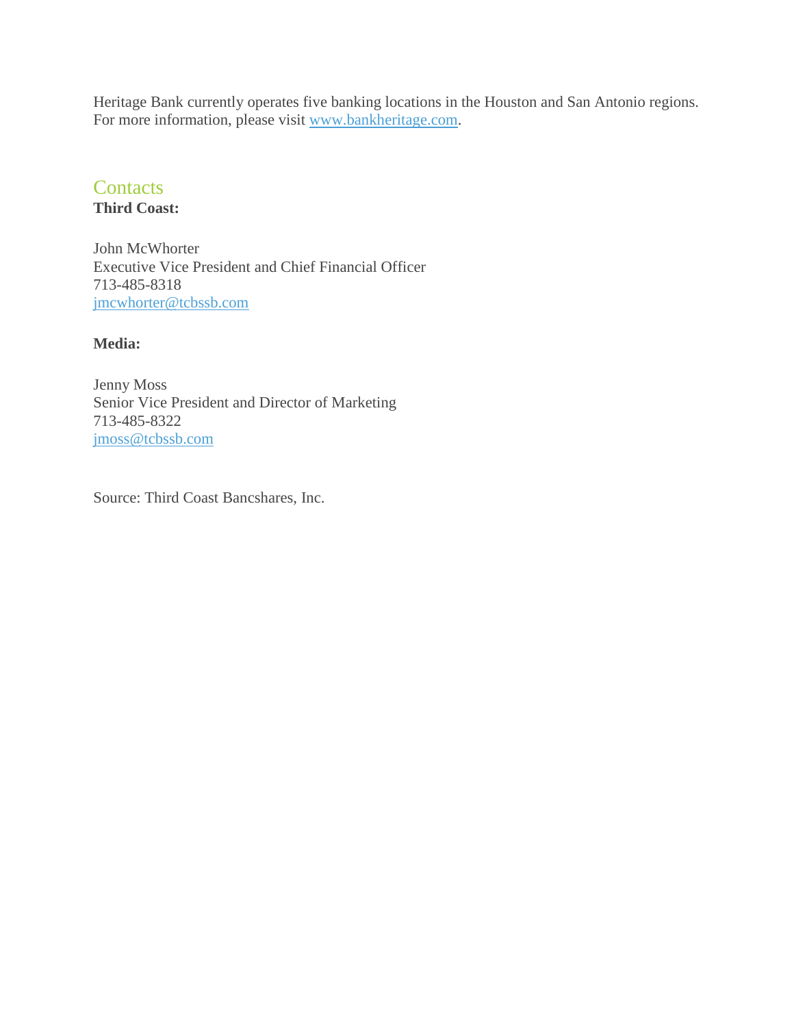Heritage Bank currently operates five banking locations in the Houston and San Antonio regions. For more information, please visit www.bankheritage.com.

## Contacts

**Third Coast:**

John McWhorter
Executive Vice President and Chief Financial Officer
713-485-8318
jmcwhorter@tcbssb.com

**Media:**

Jenny Moss
Senior Vice President and Director of Marketing
713-485-8322
jmoss@tcbssb.com

Source: Third Coast Bancshares, Inc.